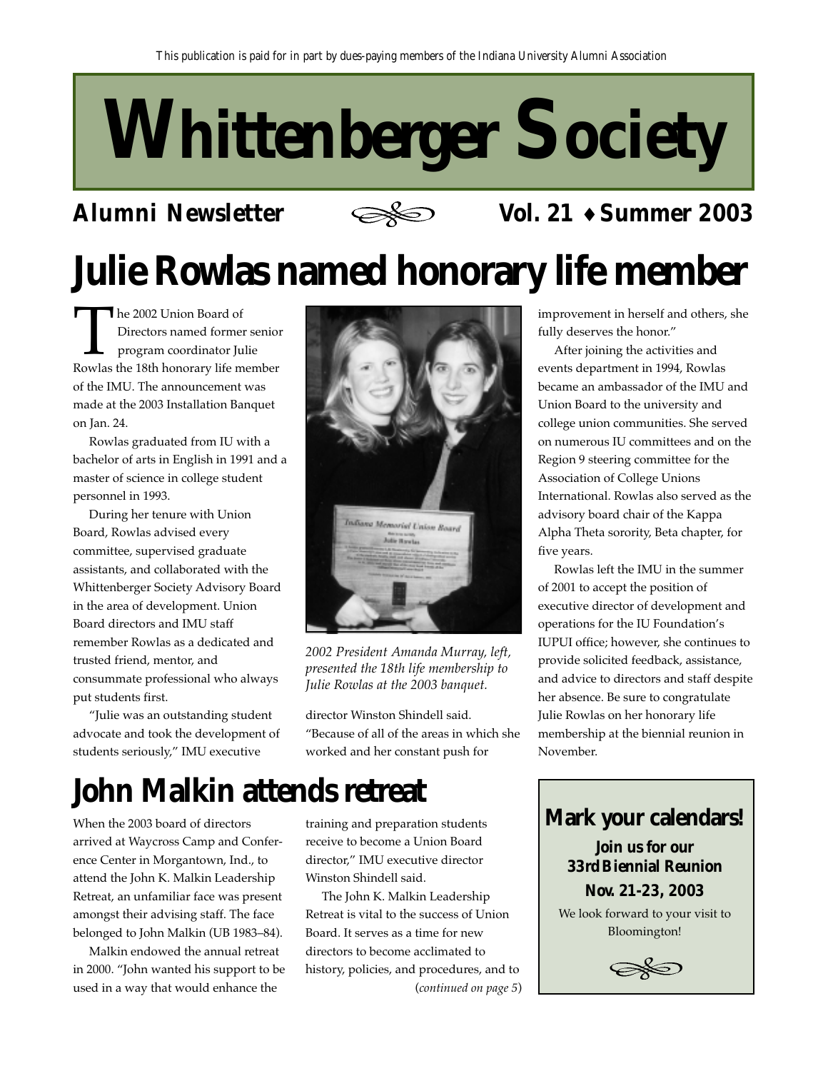This publication is paid for in part by dues-paying members of the Indiana University Alumni Association

# Whittenberger Society

**Alumni Newsletter** **Vol. 21 ♦ Summer 2003**

## Julie Rowlas named honorary life member

The 2002 Union Board of Directors named former senior program coordinator Julie Rowlas the 18th honorary life member of the IMU. The announcement was made at the 2003 Installation Banquet on Jan. 24.

Rowlas graduated from IU with a bachelor of arts in English in 1991 and a master of science in college student personnel in 1993.

During her tenure with Union Board, Rowlas advised every committee, supervised graduate assistants, and collaborated with the Whittenberger Society Advisory Board in the area of development. Union Board directors and IMU staff remember Rowlas as a dedicated and trusted friend, mentor, and consummate professional who always put students first.

"Julie was an outstanding student advocate and took the development of students seriously," IMU executive director Winston Shindell said. "Because of all of the areas in which she worked and her constant push for improvement in herself and others, she fully deserves the honor."

*2002 President Amanda Murray, left, presented the 18th life membership to Julie Rowlas at the 2003 banquet.*

After joining the activities and events department in 1994, Rowlas became an ambassador of the IMU and Union Board to the university and college union communities. She served on numerous IU committees and on the Region 9 steering committee for the Association of College Unions International. Rowlas also served as the advisory board chair of the Kappa Alpha Theta sorority, Beta chapter, for five years.

Rowlas left the IMU in the summer of 2001 to accept the position of executive director of development and operations for the IU Foundation's IUPUI office; however, she continues to provide solicited feedback, assistance, and advice to directors and staff despite her absence. Be sure to congratulate Julie Rowlas on her honorary life membership at the biennial reunion in November.

## John Malkin attends retreat

When the 2003 board of directors arrived at Waycross Camp and Conference Center in Morgantown, Ind., to attend the John K. Malkin Leadership Retreat, an unfamiliar face was present amongst their advising staff. The face belonged to John Malkin (UB 1983–84).

Malkin endowed the annual retreat in 2000. "John wanted his support to be used in a way that would enhance the training and preparation students receive to become a Union Board director," IMU executive director Winston Shindell said.

The John K. Malkin Leadership Retreat is vital to the success of Union Board. It serves as a time for new directors to become acclimated to history, policies, and procedures, and to (*continued on page 5*)

### Mark your calendars!

**Join us for our 33rd Biennial Reunion**

**Nov. 21-23, 2003**

We look forward to your visit to Bloomington!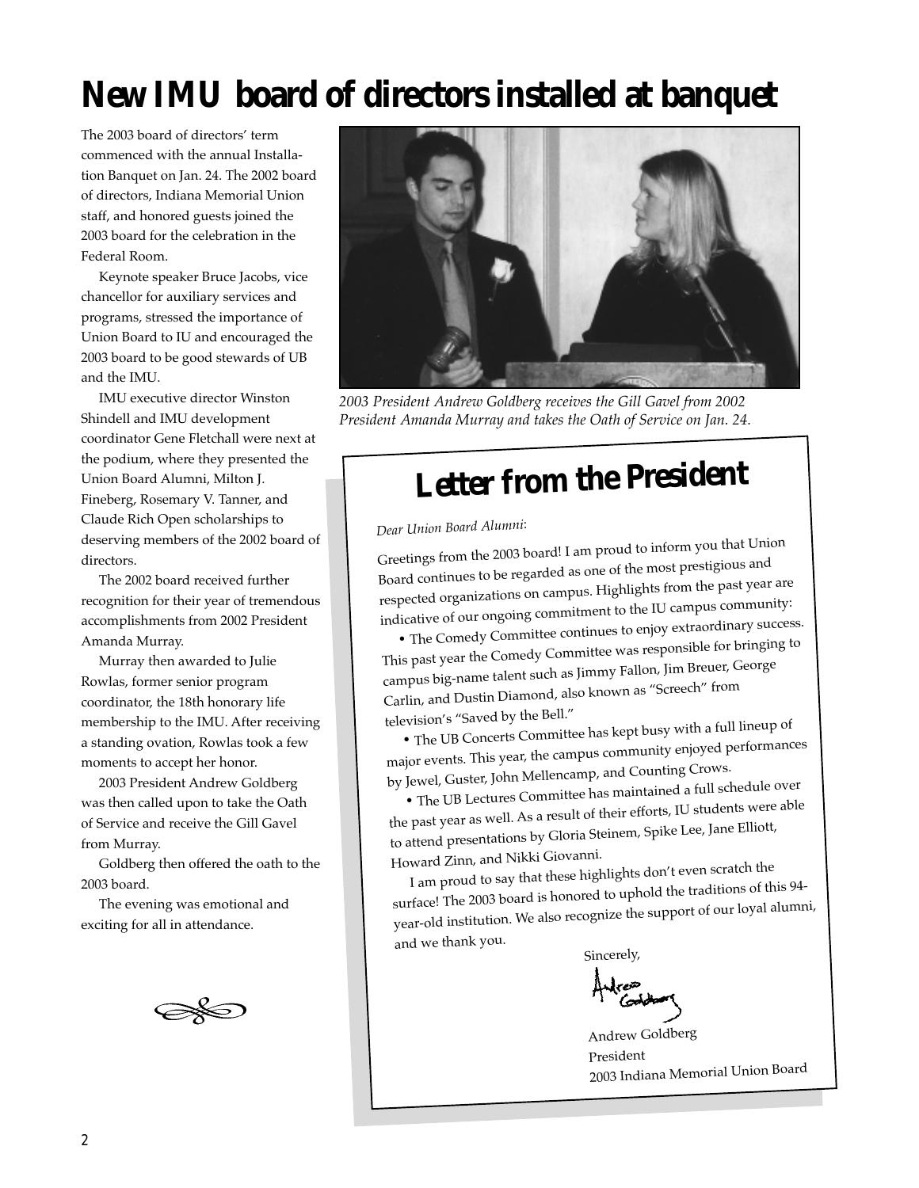# New IMU board of directors installed at banquet

The 2003 board of directors' term commenced with the annual Installation Banquet on Jan. 24. The 2002 board of directors, Indiana Memorial Union staff, and honored guests joined the 2003 board for the celebration in the Federal Room.

Keynote speaker Bruce Jacobs, vice chancellor for auxiliary services and programs, stressed the importance of Union Board to IU and encouraged the 2003 board to be good stewards of UB and the IMU.

IMU executive director Winston Shindell and IMU development coordinator Gene Fletchall were next at the podium, where they presented the Union Board Alumni, Milton J. Fineberg, Rosemary V. Tanner, and Claude Rich Open scholarships to deserving members of the 2002 board of directors.

The 2002 board received further recognition for their year of tremendous accomplishments from 2002 President Amanda Murray.

Murray then awarded to Julie Rowlas, former senior program coordinator, the 18th honorary life membership to the IMU. After receiving a standing ovation, Rowlas took a few moments to accept her honor.

2003 President Andrew Goldberg was then called upon to take the Oath of Service and receive the Gill Gavel from Murray.

Goldberg then offered the oath to the 2003 board.

The evening was emotional and exciting for all in attendance.

*2003 President Andrew Goldberg receives the Gill Gavel from 2002 President Amanda Murray and takes the Oath of Service on Jan. 24.*

## Letter from the President

*Dear Union Board Alumni*:

Greetings from the 2003 board! I am proud to inform you that Union Board continues to be regarded as one of the most prestigious and respected organizations on campus. Highlights from the past year are indicative of our ongoing commitment to the IU campus community:

- The Comedy Committee continues to enjoy extraordinary success. This past year the Comedy Committee was responsible for bringing to campus big-name talent such as Jimmy Fallon, Jim Breuer, George Carlin, and Dustin Diamond, also known as "Screech" from television's "Saved by the Bell."
- The UB Concerts Committee has kept busy with a full lineup of major events. This year, the campus community enjoyed performances by Jewel, Guster, John Mellencamp, and Counting Crows.
- The UB Lectures Committee has maintained a full schedule over the past year as well. As a result of their efforts, IU students were able to attend presentations by Gloria Steinem, Spike Lee, Jane Elliott, Howard Zinn, and Nikki Giovanni.

I am proud to say that these highlights don't even scratch the surface! The 2003 board is honored to uphold the traditions of this 94-year-old institution. We also recognize the support of our loyal alumni, and we thank you.

Sincerely,

Andrew Goldberg
President
2003 Indiana Memorial Union Board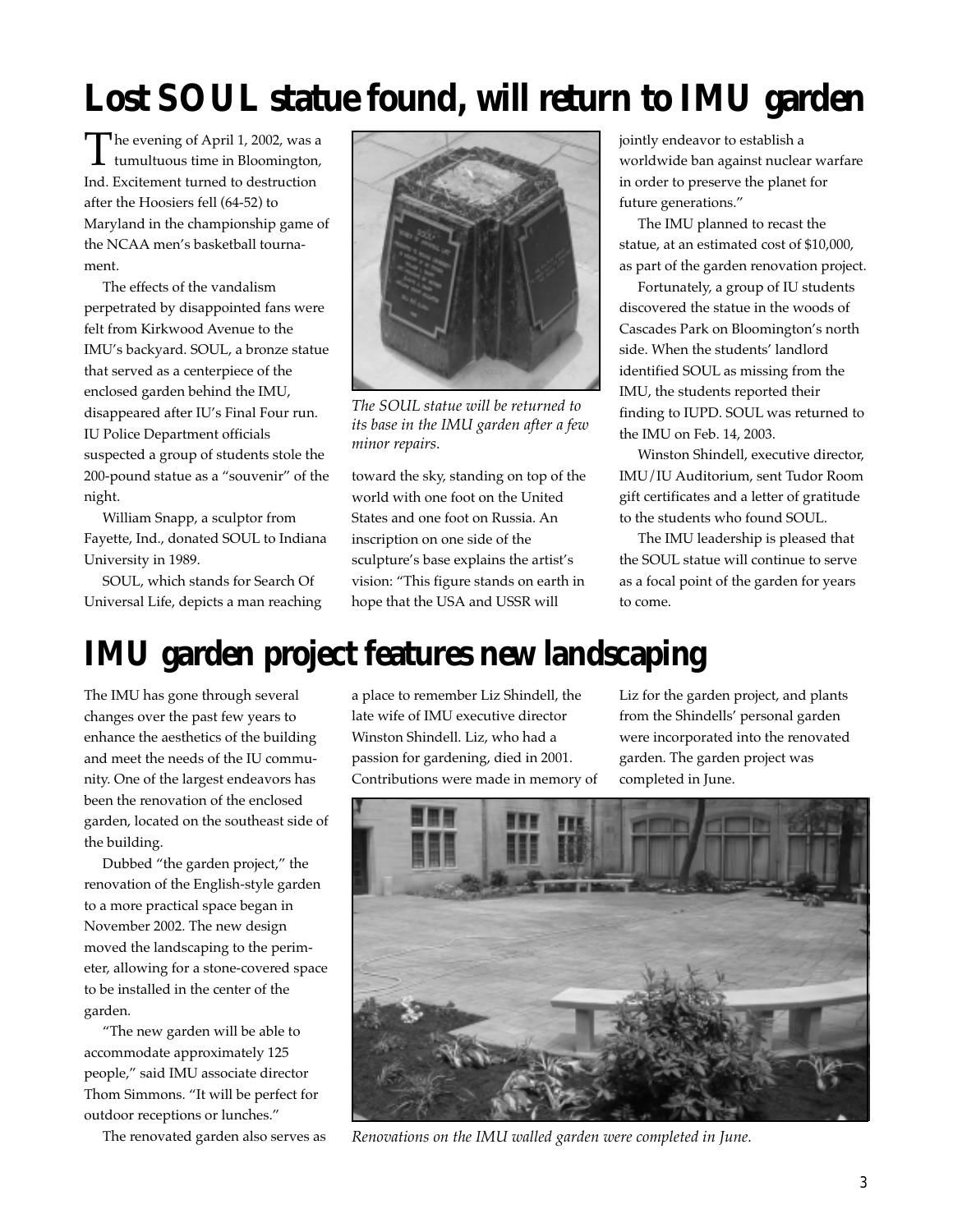# Lost SOUL statue found, will return to IMU garden

The evening of April 1, 2002, was a tumultuous time in Bloomington, Ind. Excitement turned to destruction after the Hoosiers fell (64-52) to Maryland in the championship game of the NCAA men's basketball tournament.

The effects of the vandalism perpetrated by disappointed fans were felt from Kirkwood Avenue to the IMU's backyard. SOUL, a bronze statue that served as a centerpiece of the enclosed garden behind the IMU, disappeared after IU's Final Four run. IU Police Department officials suspected a group of students stole the 200-pound statue as a "souvenir" of the night.

William Snapp, a sculptor from Fayette, Ind., donated SOUL to Indiana University in 1989.

SOUL, which stands for Search Of Universal Life, depicts a man reaching toward the sky, standing on top of the world with one foot on the United States and one foot on Russia. An inscription on one side of the sculpture's base explains the artist's vision: "This figure stands on earth in hope that the USA and USSR will jointly endeavor to establish a worldwide ban against nuclear warfare in order to preserve the planet for future generations."

*The SOUL statue will be returned to its base in the IMU garden after a few minor repairs.*

The IMU planned to recast the statue, at an estimated cost of $10,000, as part of the garden renovation project.

Fortunately, a group of IU students discovered the statue in the woods of Cascades Park on Bloomington's north side. When the students' landlord identified SOUL as missing from the IMU, the students reported their finding to IUPD. SOUL was returned to the IMU on Feb. 14, 2003.

Winston Shindell, executive director, IMU/IU Auditorium, sent Tudor Room gift certificates and a letter of gratitude to the students who found SOUL.

The IMU leadership is pleased that the SOUL statue will continue to serve as a focal point of the garden for years to come.

# IMU garden project features new landscaping

The IMU has gone through several changes over the past few years to enhance the aesthetics of the building and meet the needs of the IU community. One of the largest endeavors has been the renovation of the enclosed garden, located on the southeast side of the building.

Dubbed "the garden project," the renovation of the English-style garden to a more practical space began in November 2002. The new design moved the landscaping to the perimeter, allowing for a stone-covered space to be installed in the center of the garden.

"The new garden will be able to accommodate approximately 125 people," said IMU associate director Thom Simmons. "It will be perfect for outdoor receptions or lunches."

The renovated garden also serves as a place to remember Liz Shindell, the late wife of IMU executive director Winston Shindell. Liz, who had a passion for gardening, died in 2001. Contributions were made in memory of Liz for the garden project, and plants from the Shindells' personal garden were incorporated into the renovated garden. The garden project was completed in June.

*Renovations on the IMU walled garden were completed in June.*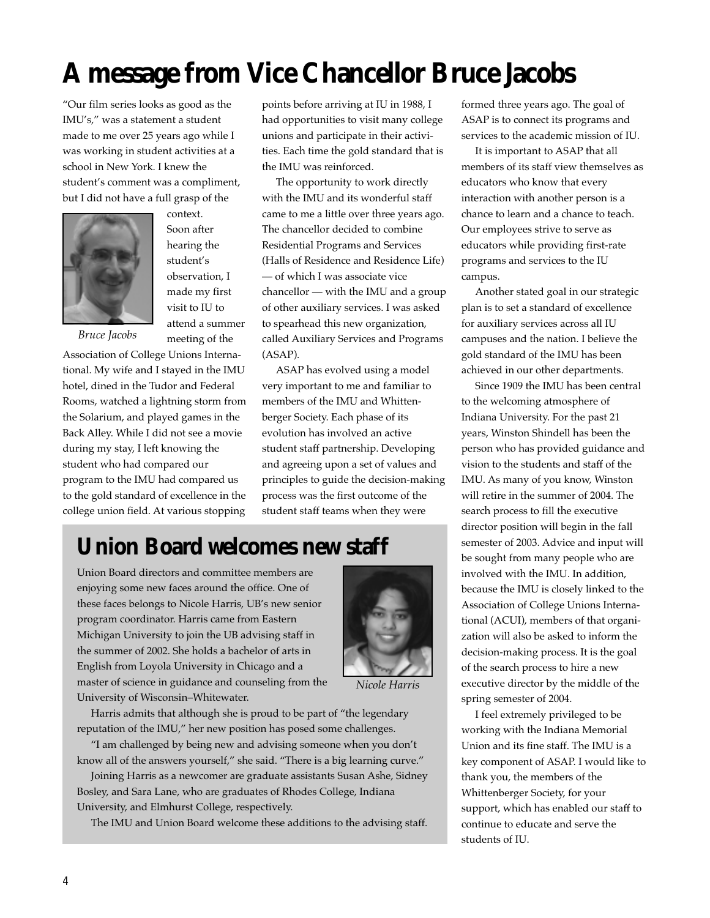# A message from Vice Chancellor Bruce Jacobs

"Our film series looks as good as the IMU's," was a statement a student made to me over 25 years ago while I was working in student activities at a school in New York. I knew the student's comment was a compliment, but I did not have a full grasp of the context. Soon after hearing the student's observation, I made my first visit to IU to attend a summer meeting of the Association of College Unions International. My wife and I stayed in the IMU hotel, dined in the Tudor and Federal Rooms, watched a lightning storm from the Solarium, and played games in the Back Alley. While I did not see a movie during my stay, I left knowing the student who had compared our program to the IMU had compared us to the gold standard of excellence in the college union field. At various stopping points before arriving at IU in 1988, I had opportunities to visit many college unions and participate in their activities. Each time the gold standard that is the IMU was reinforced.

*Bruce Jacobs*

The opportunity to work directly with the IMU and its wonderful staff came to me a little over three years ago. The chancellor decided to combine Residential Programs and Services (Halls of Residence and Residence Life) — of which I was associate vice chancellor — with the IMU and a group of other auxiliary services. I was asked to spearhead this new organization, called Auxiliary Services and Programs (ASAP).

ASAP has evolved using a model very important to me and familiar to members of the IMU and Whittenberger Society. Each phase of its evolution has involved an active student staff partnership. Developing and agreeing upon a set of values and principles to guide the decision-making process was the first outcome of the student staff teams when they were formed three years ago. The goal of ASAP is to connect its programs and services to the academic mission of IU.

It is important to ASAP that all members of its staff view themselves as educators who know that every interaction with another person is a chance to learn and a chance to teach. Our employees strive to serve as educators while providing first-rate programs and services to the IU campus.

Another stated goal in our strategic plan is to set a standard of excellence for auxiliary services across all IU campuses and the nation. I believe the gold standard of the IMU has been achieved in our other departments.

Since 1909 the IMU has been central to the welcoming atmosphere of Indiana University. For the past 21 years, Winston Shindell has been the person who has provided guidance and vision to the students and staff of the IMU. As many of you know, Winston will retire in the summer of 2004. The search process to fill the executive director position will begin in the fall semester of 2003. Advice and input will be sought from many people who are involved with the IMU. In addition, because the IMU is closely linked to the Association of College Unions International (ACUI), members of that organization will also be asked to inform the decision-making process. It is the goal of the search process to hire a new executive director by the middle of the spring semester of 2004.

I feel extremely privileged to be working with the Indiana Memorial Union and its fine staff. The IMU is a key component of ASAP. I would like to thank you, the members of the Whittenberger Society, for your support, which has enabled our staff to continue to educate and serve the students of IU.

## Union Board welcomes new staff

Union Board directors and committee members are enjoying some new faces around the office. One of these faces belongs to Nicole Harris, UB's new senior program coordinator. Harris came from Eastern Michigan University to join the UB advising staff in the summer of 2002. She holds a bachelor of arts in English from Loyola University in Chicago and a master of science in guidance and counseling from the University of Wisconsin–Whitewater.

*Nicole Harris*

Harris admits that although she is proud to be part of "the legendary reputation of the IMU," her new position has posed some challenges.

"I am challenged by being new and advising someone when you don't know all of the answers yourself," she said. "There is a big learning curve."

Joining Harris as a newcomer are graduate assistants Susan Ashe, Sidney Bosley, and Sara Lane, who are graduates of Rhodes College, Indiana University, and Elmhurst College, respectively.

The IMU and Union Board welcome these additions to the advising staff.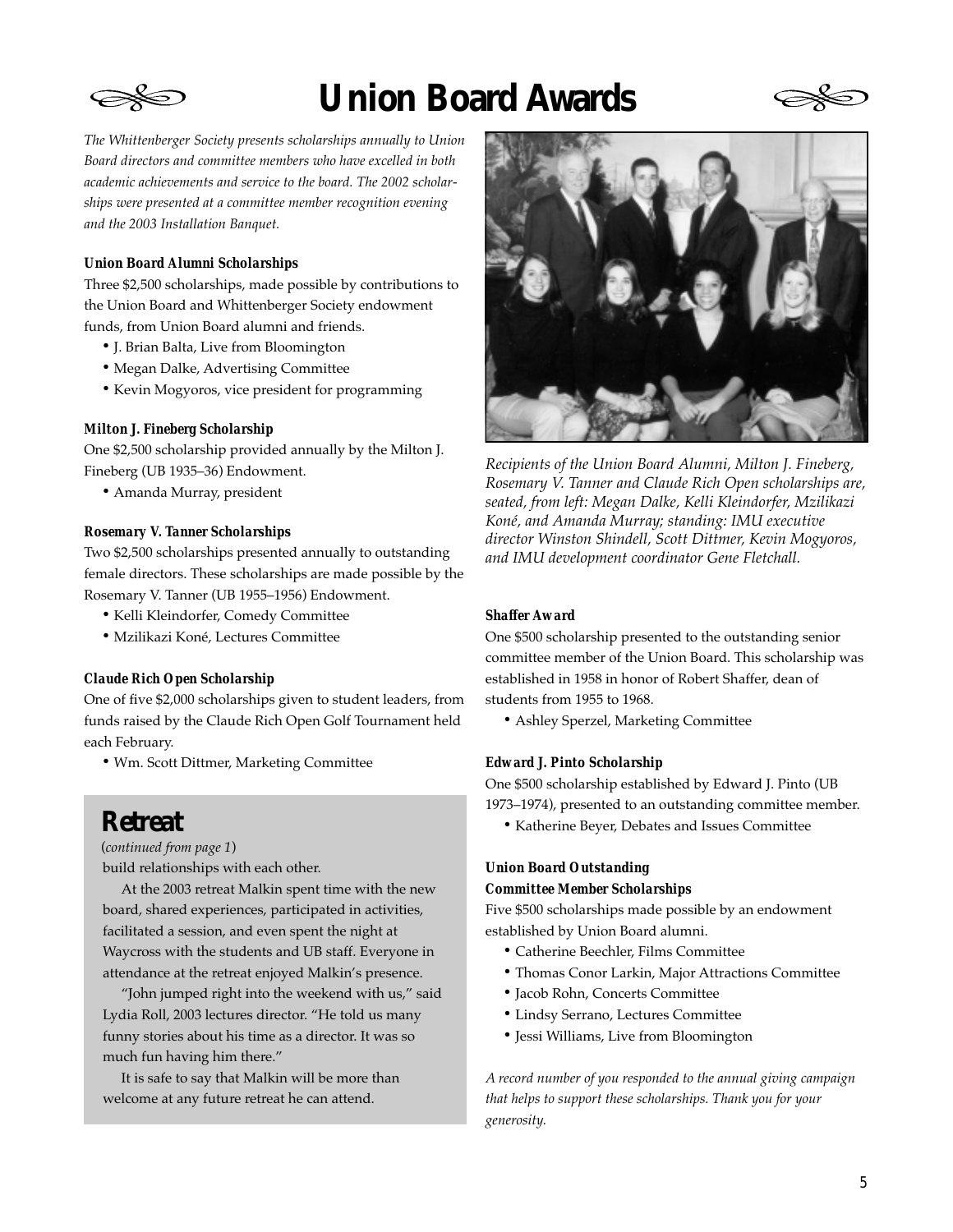# Union Board Awards

*The Whittenberger Society presents scholarships annually to Union Board directors and committee members who have excelled in both academic achievements and service to the board. The 2002 scholarships were presented at a committee member recognition evening and the 2003 Installation Banquet.*

**Union Board Alumni Scholarships**

Three $2,500 scholarships, made possible by contributions to the Union Board and Whittenberger Society endowment funds, from Union Board alumni and friends.

- J. Brian Balta, Live from Bloomington
- Megan Dalke, Advertising Committee
- Kevin Mogyoros, vice president for programming

**Milton J. Fineberg Scholarship**

One $2,500 scholarship provided annually by the Milton J. Fineberg (UB 1935–36) Endowment.

- Amanda Murray, president

**Rosemary V. Tanner Scholarships**

Two $2,500 scholarships presented annually to outstanding female directors. These scholarships are made possible by the Rosemary V. Tanner (UB 1955–1956) Endowment.

- Kelli Kleindorfer, Comedy Committee
- Mzilikazi Koné, Lectures Committee

**Claude Rich Open Scholarship**

One of five $2,000 scholarships given to student leaders, from funds raised by the Claude Rich Open Golf Tournament held each February.

- Wm. Scott Dittmer, Marketing Committee

*Recipients of the Union Board Alumni, Milton J. Fineberg, Rosemary V. Tanner and Claude Rich Open scholarships are, seated, from left: Megan Dalke, Kelli Kleindorfer, Mzilikazi Koné, and Amanda Murray; standing: IMU executive director Winston Shindell, Scott Dittmer, Kevin Mogyoros, and IMU development coordinator Gene Fletchall.*

**Shaffer Award**

One $500 scholarship presented to the outstanding senior committee member of the Union Board. This scholarship was established in 1958 in honor of Robert Shaffer, dean of students from 1955 to 1968.

- Ashley Sperzel, Marketing Committee

**Edward J. Pinto Scholarship**

One $500 scholarship established by Edward J. Pinto (UB 1973–1974), presented to an outstanding committee member.

- Katherine Beyer, Debates and Issues Committee

**Union Board Outstanding Committee Member Scholarships**

Five $500 scholarships made possible by an endowment established by Union Board alumni.

- Catherine Beechler, Films Committee
- Thomas Conor Larkin, Major Attractions Committee
- Jacob Rohn, Concerts Committee
- Lindsy Serrano, Lectures Committee
- Jessi Williams, Live from Bloomington

*A record number of you responded to the annual giving campaign that helps to support these scholarships. Thank you for your generosity.*

## Retreat

(*continued from page 1*)

build relationships with each other.

At the 2003 retreat Malkin spent time with the new board, shared experiences, participated in activities, facilitated a session, and even spent the night at Waycross with the students and UB staff. Everyone in attendance at the retreat enjoyed Malkin's presence.

"John jumped right into the weekend with us," said Lydia Roll, 2003 lectures director. "He told us many funny stories about his time as a director. It was so much fun having him there."

It is safe to say that Malkin will be more than welcome at any future retreat he can attend.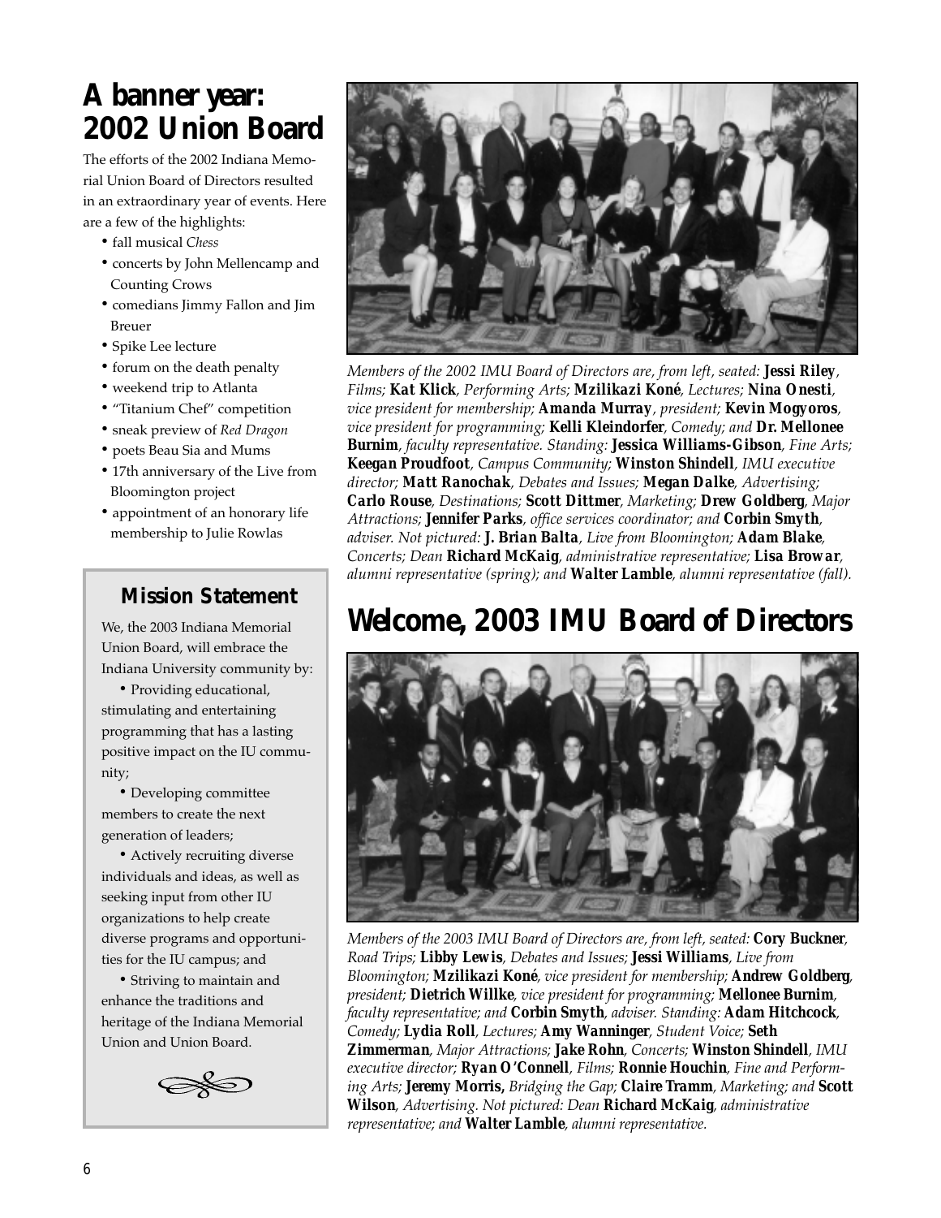# A banner year: 2002 Union Board

The efforts of the 2002 Indiana Memorial Union Board of Directors resulted in an extraordinary year of events. Here are a few of the highlights:

- fall musical *Chess*
- concerts by John Mellencamp and Counting Crows
- comedians Jimmy Fallon and Jim Breuer
- Spike Lee lecture
- forum on the death penalty
- weekend trip to Atlanta
- "Titanium Chef" competition
- sneak preview of *Red Dragon*
- poets Beau Sia and Mums
- 17th anniversary of the Live from Bloomington project
- appointment of an honorary life membership to Julie Rowlas

*Members of the 2002 IMU Board of Directors are, from left, seated:* **Jessi Riley**, *Films;* **Kat Klick**, *Performing Arts;* **Mzilikazi Koné**, *Lectures;* **Nina Onesti**, *vice president for membership;* **Amanda Murray**, *president;* **Kevin Mogyoros**, *vice president for programming;* **Kelli Kleindorfer**, *Comedy; and* **Dr. Mellonee Burnim**, *faculty representative. Standing:* **Jessica Williams-Gibson**, *Fine Arts;* **Keegan Proudfoot**, *Campus Community;* **Winston Shindell**, *IMU executive director;* **Matt Ranochak**, *Debates and Issues;* **Megan Dalke**, *Advertising;* **Carlo Rouse**, *Destinations;* **Scott Dittmer**, *Marketing;* **Drew Goldberg**, *Major Attractions;* **Jennifer Parks**, *office services coordinator; and* **Corbin Smyth**, *adviser. Not pictured:* **J. Brian Balta**, *Live from Bloomington;* **Adam Blake**, *Concerts; Dean* **Richard McKaig**, *administrative representative;* **Lisa Browar**, *alumni representative (spring); and* **Walter Lamble**, *alumni representative (fall).*

## Mission Statement

We, the 2003 Indiana Memorial Union Board, will embrace the Indiana University community by:

- Providing educational, stimulating and entertaining programming that has a lasting positive impact on the IU community;
- Developing committee members to create the next generation of leaders;
- Actively recruiting diverse individuals and ideas, as well as seeking input from other IU organizations to help create diverse programs and opportunities for the IU campus; and
- Striving to maintain and enhance the traditions and heritage of the Indiana Memorial Union and Union Board.

# Welcome, 2003 IMU Board of Directors

*Members of the 2003 IMU Board of Directors are, from left, seated:* **Cory Buckner**, *Road Trips;* **Libby Lewis**, *Debates and Issues;* **Jessi Williams**, *Live from Bloomington;* **Mzilikazi Koné**, *vice president for membership;* **Andrew Goldberg**, *president;* **Dietrich Willke**, *vice president for programming;* **Mellonee Burnim**, *faculty representative; and* **Corbin Smyth**, *adviser. Standing:* **Adam Hitchcock**, *Comedy;* **Lydia Roll**, *Lectures;* **Amy Wanninger**, *Student Voice;* **Seth Zimmerman**, *Major Attractions;* **Jake Rohn**, *Concerts;* **Winston Shindell**, *IMU executive director;* **Ryan O'Connell**, *Films;* **Ronnie Houchin**, *Fine and Performing Arts;* **Jeremy Morris,** *Bridging the Gap;* **Claire Tramm**, *Marketing; and* **Scott Wilson**, *Advertising. Not pictured: Dean* **Richard McKaig**, *administrative representative; and* **Walter Lamble**, *alumni representative.*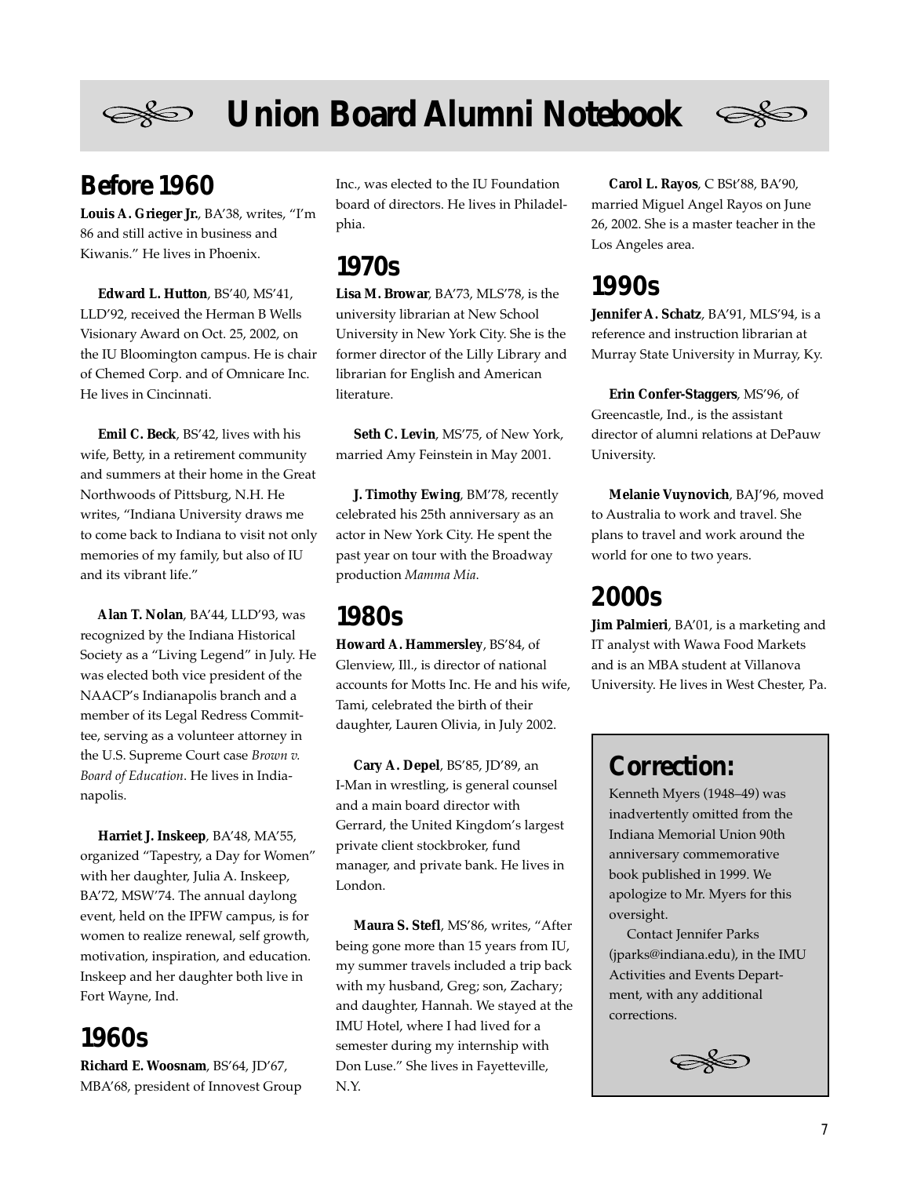# Union Board Alumni Notebook

## Before 1960

**Louis A. Grieger Jr.**, BA'38, writes, "I'm 86 and still active in business and Kiwanis." He lives in Phoenix.

**Edward L. Hutton**, BS'40, MS'41, LLD'92, received the Herman B Wells Visionary Award on Oct. 25, 2002, on the IU Bloomington campus. He is chair of Chemed Corp. and of Omnicare Inc. He lives in Cincinnati.

**Emil C. Beck**, BS'42, lives with his wife, Betty, in a retirement community and summers at their home in the Great Northwoods of Pittsburg, N.H. He writes, "Indiana University draws me to come back to Indiana to visit not only memories of my family, but also of IU and its vibrant life."

**Alan T. Nolan**, BA'44, LLD'93, was recognized by the Indiana Historical Society as a "Living Legend" in July. He was elected both vice president of the NAACP's Indianapolis branch and a member of its Legal Redress Committee, serving as a volunteer attorney in the U.S. Supreme Court case *Brown v. Board of Education*. He lives in Indianapolis.

**Harriet J. Inskeep**, BA'48, MA'55, organized "Tapestry, a Day for Women" with her daughter, Julia A. Inskeep, BA'72, MSW'74. The annual daylong event, held on the IPFW campus, is for women to realize renewal, self growth, motivation, inspiration, and education. Inskeep and her daughter both live in Fort Wayne, Ind.

## 1960s

**Richard E. Woosnam**, BS'64, JD'67, MBA'68, president of Innovest Group Inc., was elected to the IU Foundation board of directors. He lives in Philadelphia.

## 1970s

**Lisa M. Browar**, BA'73, MLS'78, is the university librarian at New School University in New York City. She is the former director of the Lilly Library and librarian for English and American literature.

**Seth C. Levin**, MS'75, of New York, married Amy Feinstein in May 2001.

**J. Timothy Ewing**, BM'78, recently celebrated his 25th anniversary as an actor in New York City. He spent the past year on tour with the Broadway production *Mamma Mia*.

## 1980s

**Howard A. Hammersley**, BS'84, of Glenview, Ill., is director of national accounts for Motts Inc. He and his wife, Tami, celebrated the birth of their daughter, Lauren Olivia, in July 2002.

**Cary A. Depel**, BS'85, JD'89, an I-Man in wrestling, is general counsel and a main board director with Gerrard, the United Kingdom's largest private client stockbroker, fund manager, and private bank. He lives in London.

**Maura S. Stefl**, MS'86, writes, "After being gone more than 15 years from IU, my summer travels included a trip back with my husband, Greg; son, Zachary; and daughter, Hannah. We stayed at the IMU Hotel, where I had lived for a semester during my internship with Don Luse." She lives in Fayetteville, N.Y.

**Carol L. Rayos**, C BSt'88, BA'90, married Miguel Angel Rayos on June 26, 2002. She is a master teacher in the Los Angeles area.

## 1990s

**Jennifer A. Schatz**, BA'91, MLS'94, is a reference and instruction librarian at Murray State University in Murray, Ky.

**Erin Confer-Staggers**, MS'96, of Greencastle, Ind., is the assistant director of alumni relations at DePauw University.

**Melanie Vuynovich**, BAJ'96, moved to Australia to work and travel. She plans to travel and work around the world for one to two years.

## 2000s

**Jim Palmieri**, BA'01, is a marketing and IT analyst with Wawa Food Markets and is an MBA student at Villanova University. He lives in West Chester, Pa.

## Correction:

Kenneth Myers (1948–49) was inadvertently omitted from the Indiana Memorial Union 90th anniversary commemorative book published in 1999. We apologize to Mr. Myers for this oversight.

Contact Jennifer Parks (jparks@indiana.edu), in the IMU Activities and Events Department, with any additional corrections.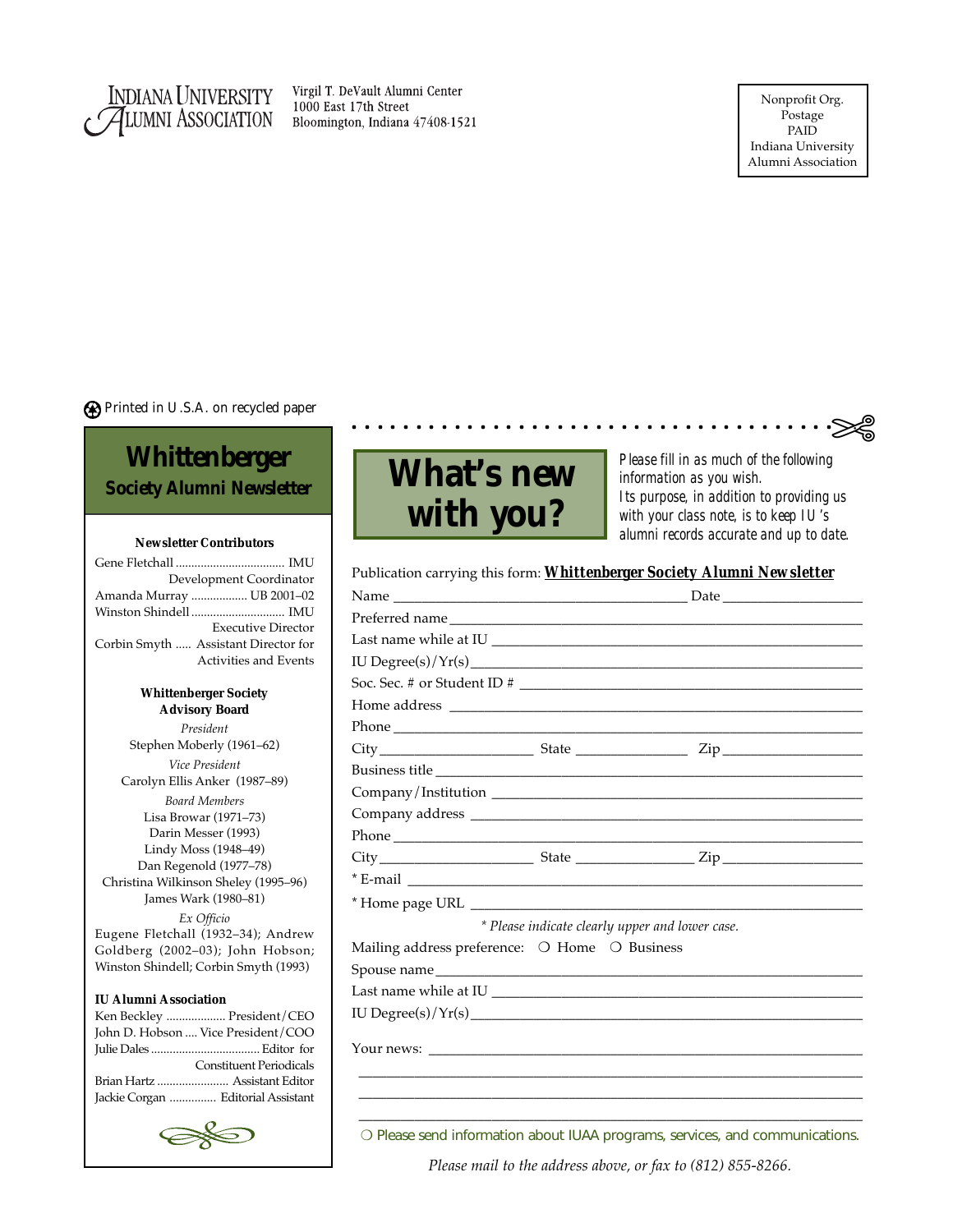Indiana University Alumni Association

Virgil T. DeVault Alumni Center
1000 East 17th Street
Bloomington, Indiana 47408-1521

Nonprofit Org.
Postage
PAID
Indiana University
Alumni Association

Printed in U.S.A. on recycled paper

## Whittenberger Society Alumni Newsletter

**Newsletter Contributors**

Gene Fletchall .................................. IMU Development Coordinator
Amanda Murray ................. UB 2001–02
Winston Shindell ............................. IMU Executive Director
Corbin Smyth ..... Assistant Director for Activities and Events

**Whittenberger Society Advisory Board**

*President*
Stephen Moberly (1961–62)

*Vice President*
Carolyn Ellis Anker (1987–89)

*Board Members*
Lisa Browar (1971–73)
Darin Messer (1993)
Lindy Moss (1948–49)
Dan Regenold (1977–78)
Christina Wilkinson Sheley (1995–96)
James Wark (1980–81)

*Ex Officio*
Eugene Fletchall (1932–34); Andrew Goldberg (2002–03); John Hobson; Winston Shindell; Corbin Smyth (1993)

**IU Alumni Association**

Ken Beckley .................. President/CEO
John D. Hobson .... Vice President/COO
Julie Dales .................................. Editor for Constituent Periodicals
Brian Hartz ...................... Assistant Editor
Jackie Corgan .............. Editorial Assistant

## What's new with you?

*Please fill in as much of the following information as you wish. Its purpose, in addition to providing us with your class note, is to keep IU's alumni records accurate and up to date.*

Publication carrying this form: **Whittenberger Society Alumni Newsletter**

Name ______________________ Date __________

Preferred name ______________________

Last name while at IU ______________________

IU Degree(s)/Yr(s) ______________________

Soc. Sec. # or Student ID # ______________________

Home address ______________________

Phone ______________________

City __________ State __________ Zip __________

Business title ______________________

Company/Institution ______________________

Company address ______________________

Phone ______________________

City __________ State __________ Zip __________

* E-mail ______________________

* Home page URL ______________________

*\* Please indicate clearly upper and lower case.*

Mailing address preference: ❍ Home ❍ Business

Spouse name ______________________

Last name while at IU ______________________

IU Degree(s)/Yr(s) ______________________

Your news: ______________________

______________________

______________________

______________________

❍ Please send information about IUAA programs, services, and communications.

*Please mail to the address above, or fax to (812) 855-8266.*